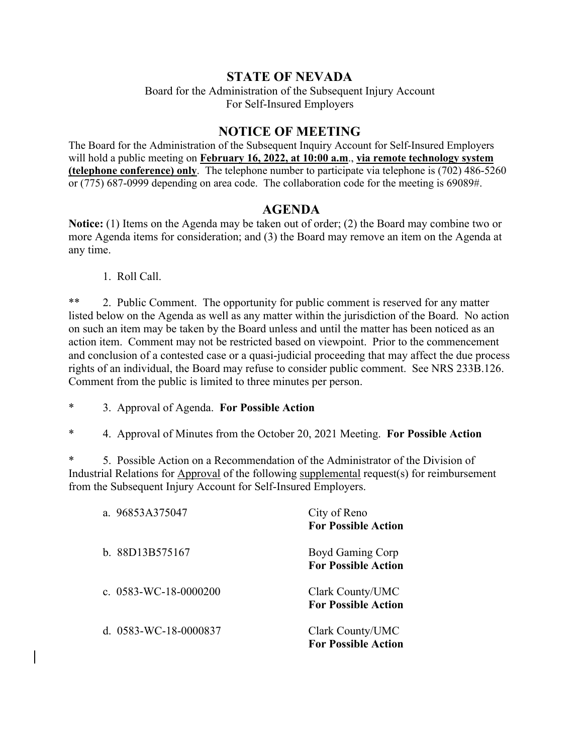# STATE OF NEVADA

Board for the Administration of the Subsequent Injury Account
For Self-Insured Employers

## NOTICE OF MEETING

The Board for the Administration of the Subsequent Inquiry Account for Self-Insured Employers will hold a public meeting on **February 16, 2022, at 10:00 a.m**., **via remote technology system (telephone conference) only**. The telephone number to participate via telephone is (702) 486-5260 or (775) 687-0999 depending on area code. The collaboration code for the meeting is 69089#.

## AGENDA

**Notice:** (1) Items on the Agenda may be taken out of order; (2) the Board may combine two or more Agenda items for consideration; and (3) the Board may remove an item on the Agenda at any time.

1. Roll Call.

** 2. Public Comment. The opportunity for public comment is reserved for any matter listed below on the Agenda as well as any matter within the jurisdiction of the Board. No action on such an item may be taken by the Board unless and until the matter has been noticed as an action item. Comment may not be restricted based on viewpoint. Prior to the commencement and conclusion of a contested case or a quasi-judicial proceeding that may affect the due process rights of an individual, the Board may refuse to consider public comment. See NRS 233B.126. Comment from the public is limited to three minutes per person.

* 3. Approval of Agenda. **For Possible Action**

* 4. Approval of Minutes from the October 20, 2021 Meeting. **For Possible Action**

* 5. Possible Action on a Recommendation of the Administrator of the Division of Industrial Relations for Approval of the following supplemental request(s) for reimbursement from the Subsequent Injury Account for Self-Insured Employers.

a. 96853A375047 — City of Reno
**For Possible Action**

b. 88D13B575167 — Boyd Gaming Corp
**For Possible Action**

c. 0583-WC-18-0000200 — Clark County/UMC
**For Possible Action**

d. 0583-WC-18-0000837 — Clark County/UMC
**For Possible Action**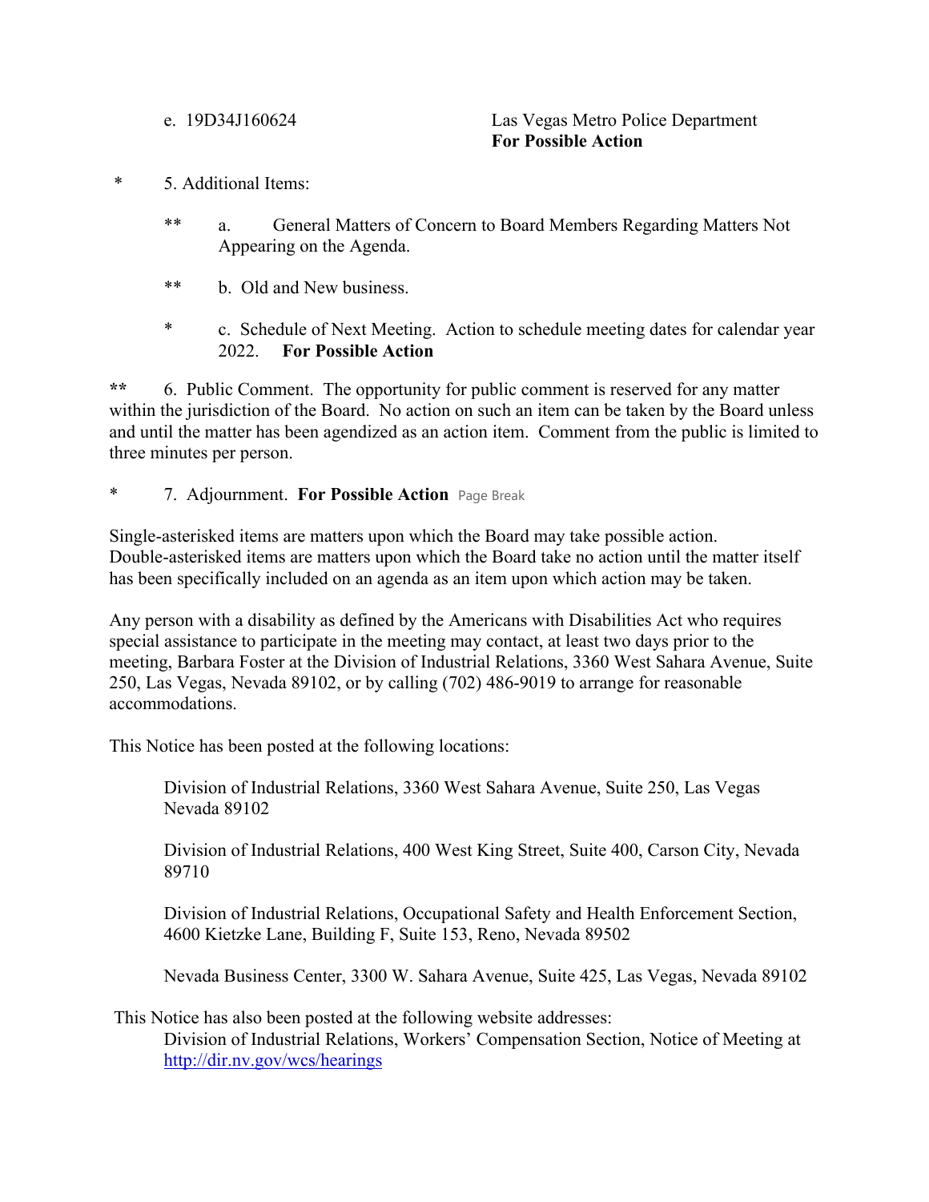e. 19D34J160624 Las Vegas Metro Police Department **For Possible Action**

\* 5. Additional Items:

\*\* a. General Matters of Concern to Board Members Regarding Matters Not Appearing on the Agenda.

\*\* b. Old and New business.

\* c. Schedule of Next Meeting. Action to schedule meeting dates for calendar year 2022. **For Possible Action**

**\*\*** 6. Public Comment. The opportunity for public comment is reserved for any matter within the jurisdiction of the Board. No action on such an item can be taken by the Board unless and until the matter has been agendized as an action item. Comment from the public is limited to three minutes per person.

\* 7. Adjournment. **For Possible Action** Page Break

Single-asterisked items are matters upon which the Board may take possible action. Double-asterisked items are matters upon which the Board take no action until the matter itself has been specifically included on an agenda as an item upon which action may be taken.

Any person with a disability as defined by the Americans with Disabilities Act who requires special assistance to participate in the meeting may contact, at least two days prior to the meeting, Barbara Foster at the Division of Industrial Relations, 3360 West Sahara Avenue, Suite 250, Las Vegas, Nevada 89102, or by calling (702) 486-9019 to arrange for reasonable accommodations.

This Notice has been posted at the following locations:

Division of Industrial Relations, 3360 West Sahara Avenue, Suite 250, Las Vegas Nevada 89102

Division of Industrial Relations, 400 West King Street, Suite 400, Carson City, Nevada 89710

Division of Industrial Relations, Occupational Safety and Health Enforcement Section, 4600 Kietzke Lane, Building F, Suite 153, Reno, Nevada 89502

Nevada Business Center, 3300 W. Sahara Avenue, Suite 425, Las Vegas, Nevada 89102

This Notice has also been posted at the following website addresses:
Division of Industrial Relations, Workers' Compensation Section, Notice of Meeting at http://dir.nv.gov/wcs/hearings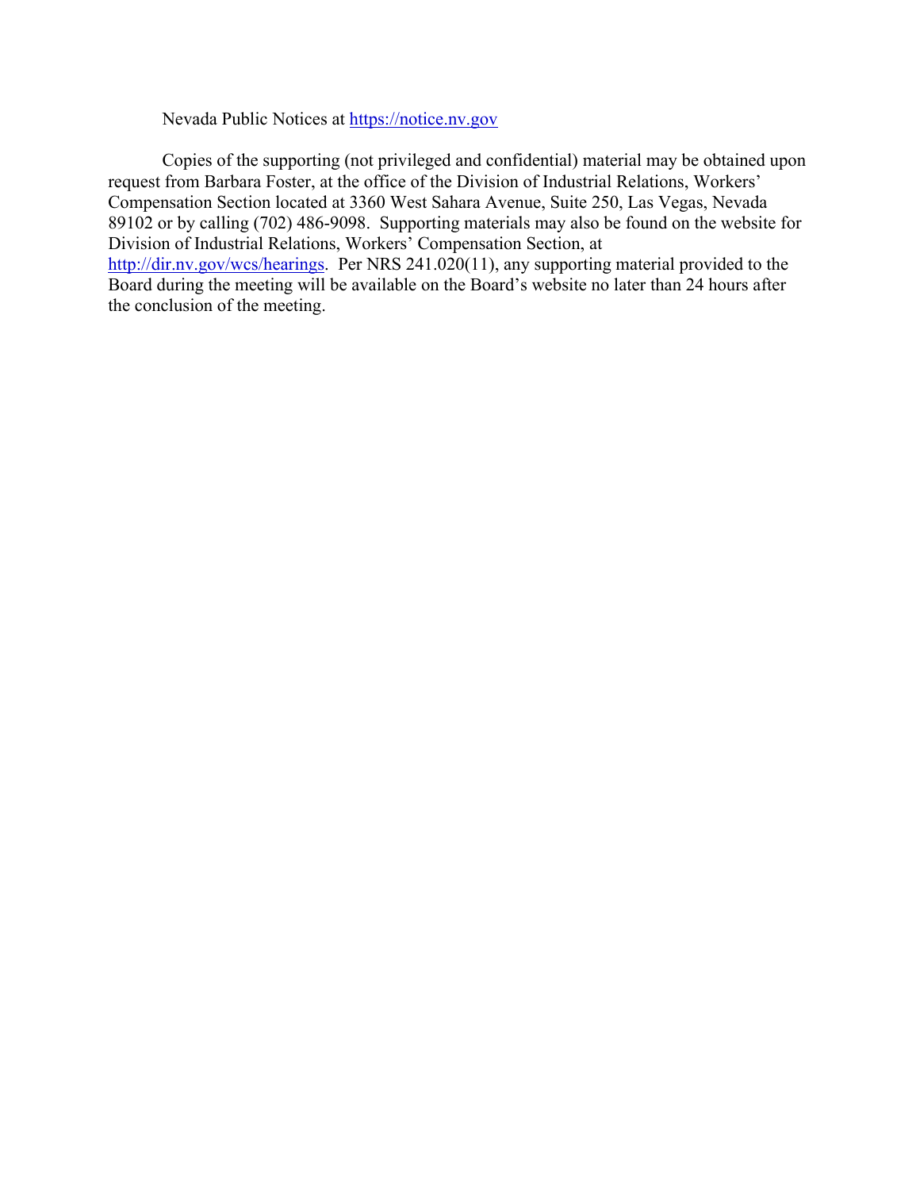Nevada Public Notices at https://notice.nv.gov

Copies of the supporting (not privileged and confidential) material may be obtained upon request from Barbara Foster, at the office of the Division of Industrial Relations, Workers' Compensation Section located at 3360 West Sahara Avenue, Suite 250, Las Vegas, Nevada 89102 or by calling (702) 486-9098. Supporting materials may also be found on the website for Division of Industrial Relations, Workers' Compensation Section, at http://dir.nv.gov/wcs/hearings. Per NRS 241.020(11), any supporting material provided to the Board during the meeting will be available on the Board's website no later than 24 hours after the conclusion of the meeting.